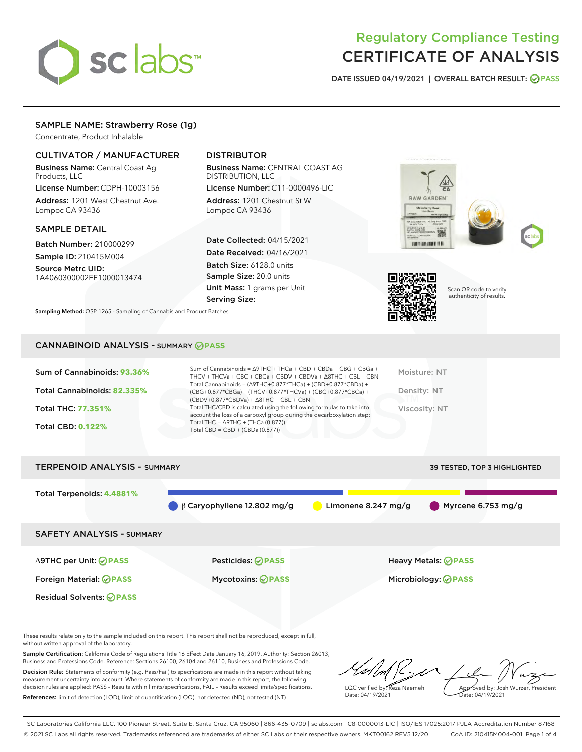# Regulatory Compliance Testing
# CERTIFICATE OF ANALYSIS

DATE ISSUED 04/19/2021 | OVERALL BATCH RESULT: PASS

## SAMPLE NAME: Strawberry Rose (1g)

Concentrate, Product Inhalable

### CULTIVATOR / MANUFACTURER

**Business Name:** Central Coast Ag Products, LLC

**License Number:** CDPH-10003156

**Address:** 1201 West Chestnut Ave. Lompoc CA 93436

### DISTRIBUTOR

**Business Name:** CENTRAL COAST AG DISTRIBUTION, LLC

**License Number:** C11-0000496-LIC

**Address:** 1201 Chestnut St W Lompoc CA 93436

### SAMPLE DETAIL

**Batch Number:** 210000299

**Sample ID:** 210415M004

**Source Metrc UID:** 1A4060300002EE1000013474

**Date Collected:** 04/15/2021

**Date Received:** 04/16/2021

**Batch Size:** 6128.0 units

**Sample Size:** 20.0 units

**Unit Mass:** 1 grams per Unit

**Serving Size:**

**Sampling Method:** QSP 1265 - Sampling of Cannabis and Product Batches

Scan QR code to verify authenticity of results.

## CANNABINOID ANALYSIS - SUMMARY PASS

**Sum of Cannabinoids:** 93.36%

**Total Cannabinoids:** 82.335%

**Total THC:** 77.351%

**Total CBD:** 0.122%

Sum of Cannabinoids = Δ9THC + THCa + CBD + CBDa + CBG + CBGa + THCV + THCVa + CBC + CBCa + CBDV + CBDVa + Δ8THC + CBL + CBN

Total Cannabinoids = (Δ9THC+0.877*THCa) + (CBD+0.877*CBDa) + (CBG+0.877*CBGa) + (THCV+0.877*THCVa) + (CBC+0.877*CBCa) + (CBDV+0.877*CBDVa) + Δ8THC + CBL + CBN

Total THC/CBD is calculated using the following formulas to take into account the loss of a carboxyl group during the decarboxylation step:
Total THC = Δ9THC + (THCa (0.877))
Total CBD = CBD + (CBDa (0.877))

Moisture: NT

Density: NT

Viscosity: NT

## TERPENOID ANALYSIS - SUMMARY

39 TESTED, TOP 3 HIGHLIGHTED

**Total Terpenoids:** 4.4881%

β Caryophyllene 12.802 mg/g

Limonene 8.247 mg/g

Myrcene 6.753 mg/g

## SAFETY ANALYSIS - SUMMARY

| | | |
|---|---|---|
| Δ9THC per Unit: PASS | Pesticides: PASS | Heavy Metals: PASS |
| Foreign Material: PASS | Mycotoxins: PASS | Microbiology: PASS |
| Residual Solvents: PASS | | |

These results relate only to the sample included on this report. This report shall not be reproduced, except in full, without written approval of the laboratory.

**Sample Certification:** California Code of Regulations Title 16 Effect Date January 16, 2019. Authority: Section 26013, Business and Professions Code. Reference: Sections 26100, 26104 and 26110, Business and Professions Code.

**Decision Rule:** Statements of conformity (e.g. Pass/Fail) to specifications are made in this report without taking measurement uncertainty into account. Where statements of conformity are made in this report, the following decision rules are applied: PASS - Results within limits/specifications, FAIL - Results exceed limits/specifications.

**References:** limit of detection (LOD), limit of quantification (LOQ), not detected (ND), not tested (NT)

LQC verified by: Reza Naemeh
Date: 04/19/2021

Approved by: Josh Wurzer, President
Date: 04/19/2021

SC Laboratories California LLC. 100 Pioneer Street, Suite E, Santa Cruz, CA 95060 | 866-435-0709 | sclabs.com | C8-0000013-LIC | ISO/IES 17025:2017 PJLA Accreditation Number 87168
© 2021 SC Labs all rights reserved. Trademarks referenced are trademarks of either SC Labs or their respective owners. MKT00162 REV5 12/20 CoA ID: 210415M004-001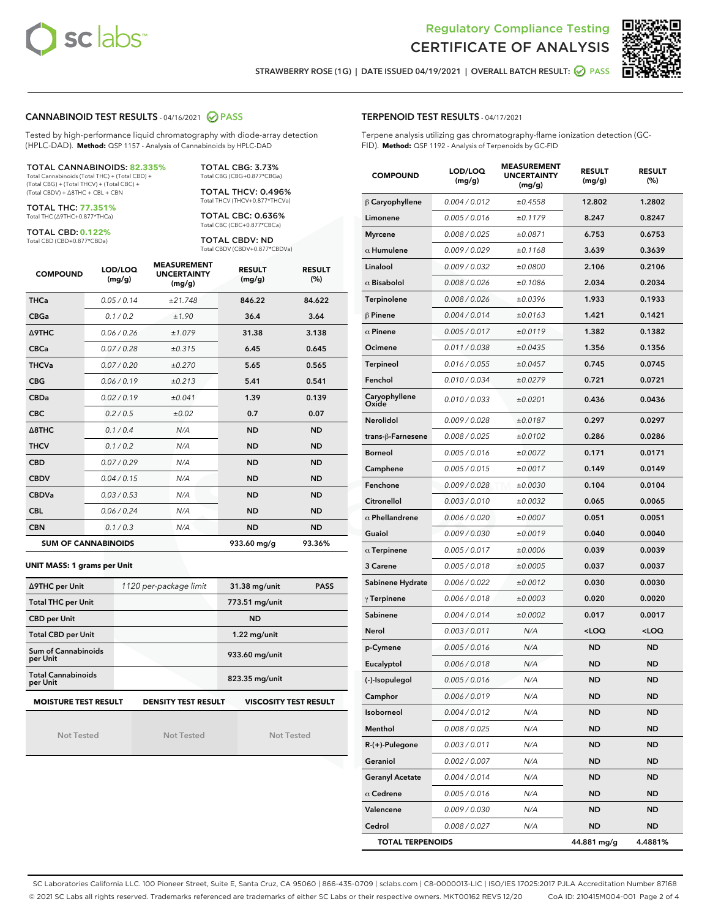Regulatory Compliance Testing
# CERTIFICATE OF ANALYSIS

STRAWBERRY ROSE (1G) | DATE ISSUED 04/19/2021 | OVERALL BATCH RESULT: PASS

## CANNABINOID TEST RESULTS - 04/16/2021 PASS

Tested by high-performance liquid chromatography with diode-array detection (HPLC-DAD). **Method:** QSP 1157 - Analysis of Cannabinoids by HPLC-DAD

**TOTAL CANNABINOIDS: 82.335%**
Total Cannabinoids (Total THC) + (Total CBD) + (Total CBG) + (Total THCV) + (Total CBC) + (Total CBDV) + Δ8THC + CBL + CBN

**TOTAL THC: 77.351%**
Total THC (Δ9THC+0.877*THCa)

**TOTAL CBD: 0.122%**
Total CBD (CBD+0.877*CBDa)

**TOTAL CBG: 3.73%**
Total CBG (CBG+0.877*CBGa)

**TOTAL THCV: 0.496%**
Total THCV (THCV+0.877*THCVa)

**TOTAL CBC: 0.636%**
Total CBC (CBC+0.877*CBCa)

**TOTAL CBDV: ND**
Total CBDV (CBDV+0.877*CBDVa)

| COMPOUND | LOD/LOQ (mg/g) | MEASUREMENT UNCERTAINTY (mg/g) | RESULT (mg/g) | RESULT (%) |
|---|---|---|---|---|
| THCa | 0.05 / 0.14 | ±21.748 | 846.22 | 84.622 |
| CBGa | 0.1 / 0.2 | ±1.90 | 36.4 | 3.64 |
| Δ9THC | 0.06 / 0.26 | ±1.079 | 31.38 | 3.138 |
| CBCa | 0.07 / 0.28 | ±0.315 | 6.45 | 0.645 |
| THCVa | 0.07 / 0.20 | ±0.270 | 5.65 | 0.565 |
| CBG | 0.06 / 0.19 | ±0.213 | 5.41 | 0.541 |
| CBDa | 0.02 / 0.19 | ±0.041 | 1.39 | 0.139 |
| CBC | 0.2 / 0.5 | ±0.02 | 0.7 | 0.07 |
| Δ8THC | 0.1 / 0.4 | N/A | ND | ND |
| THCV | 0.1 / 0.2 | N/A | ND | ND |
| CBD | 0.07 / 0.29 | N/A | ND | ND |
| CBDV | 0.04 / 0.15 | N/A | ND | ND |
| CBDVa | 0.03 / 0.53 | N/A | ND | ND |
| CBL | 0.06 / 0.24 | N/A | ND | ND |
| CBN | 0.1 / 0.3 | N/A | ND | ND |
| **SUM OF CANNABINOIDS** | | | 933.60 mg/g | 93.36% |

**UNIT MASS: 1 grams per Unit**

| | | | |
|---|---|---|---|
| Δ9THC per Unit | 1120 per-package limit | 31.38 mg/unit | PASS |
| Total THC per Unit | | 773.51 mg/unit | |
| CBD per Unit | | ND | |
| Total CBD per Unit | | 1.22 mg/unit | |
| Sum of Cannabinoids per Unit | | 933.60 mg/unit | |
| Total Cannabinoids per Unit | | 823.35 mg/unit | |

| MOISTURE TEST RESULT | DENSITY TEST RESULT | VISCOSITY TEST RESULT |
|---|---|---|
| Not Tested | Not Tested | Not Tested |

## TERPENOID TEST RESULTS - 04/17/2021

Terpene analysis utilizing gas chromatography-flame ionization detection (GC-FID). **Method:** QSP 1192 - Analysis of Terpenoids by GC-FID

| COMPOUND | LOD/LOQ (mg/g) | MEASUREMENT UNCERTAINTY (mg/g) | RESULT (mg/g) | RESULT (%) |
|---|---|---|---|---|
| β Caryophyllene | 0.004 / 0.012 | ±0.4558 | 12.802 | 1.2802 |
| Limonene | 0.005 / 0.016 | ±0.1179 | 8.247 | 0.8247 |
| Myrcene | 0.008 / 0.025 | ±0.0871 | 6.753 | 0.6753 |
| α Humulene | 0.009 / 0.029 | ±0.1168 | 3.639 | 0.3639 |
| Linalool | 0.009 / 0.032 | ±0.0800 | 2.106 | 0.2106 |
| α Bisabolol | 0.008 / 0.026 | ±0.1086 | 2.034 | 0.2034 |
| Terpinolene | 0.008 / 0.026 | ±0.0396 | 1.933 | 0.1933 |
| β Pinene | 0.004 / 0.014 | ±0.0163 | 1.421 | 0.1421 |
| α Pinene | 0.005 / 0.017 | ±0.0119 | 1.382 | 0.1382 |
| Ocimene | 0.011 / 0.038 | ±0.0435 | 1.356 | 0.1356 |
| Terpineol | 0.016 / 0.055 | ±0.0457 | 0.745 | 0.0745 |
| Fenchol | 0.010 / 0.034 | ±0.0279 | 0.721 | 0.0721 |
| Caryophyllene Oxide | 0.010 / 0.033 | ±0.0201 | 0.436 | 0.0436 |
| Nerolidol | 0.009 / 0.028 | ±0.0187 | 0.297 | 0.0297 |
| trans-β-Farnesene | 0.008 / 0.025 | ±0.0102 | 0.286 | 0.0286 |
| Borneol | 0.005 / 0.016 | ±0.0072 | 0.171 | 0.0171 |
| Camphene | 0.005 / 0.015 | ±0.0017 | 0.149 | 0.0149 |
| Fenchone | 0.009 / 0.028 | ±0.0030 | 0.104 | 0.0104 |
| Citronellol | 0.003 / 0.010 | ±0.0032 | 0.065 | 0.0065 |
| α Phellandrene | 0.006 / 0.020 | ±0.0007 | 0.051 | 0.0051 |
| Guaiol | 0.009 / 0.030 | ±0.0019 | 0.040 | 0.0040 |
| α Terpinene | 0.005 / 0.017 | ±0.0006 | 0.039 | 0.0039 |
| 3 Carene | 0.005 / 0.018 | ±0.0005 | 0.037 | 0.0037 |
| Sabinene Hydrate | 0.006 / 0.022 | ±0.0012 | 0.030 | 0.0030 |
| γ Terpinene | 0.006 / 0.018 | ±0.0003 | 0.020 | 0.0020 |
| Sabinene | 0.004 / 0.014 | ±0.0002 | 0.017 | 0.0017 |
| Nerol | 0.003 / 0.011 | N/A | <LOQ | <LOQ |
| p-Cymene | 0.005 / 0.016 | N/A | ND | ND |
| Eucalyptol | 0.006 / 0.018 | N/A | ND | ND |
| (-)-Isopulegol | 0.005 / 0.016 | N/A | ND | ND |
| Camphor | 0.006 / 0.019 | N/A | ND | ND |
| Isoborneol | 0.004 / 0.012 | N/A | ND | ND |
| Menthol | 0.008 / 0.025 | N/A | ND | ND |
| R-(+)-Pulegone | 0.003 / 0.011 | N/A | ND | ND |
| Geraniol | 0.002 / 0.007 | N/A | ND | ND |
| Geranyl Acetate | 0.004 / 0.014 | N/A | ND | ND |
| α Cedrene | 0.005 / 0.016 | N/A | ND | ND |
| Valencene | 0.009 / 0.030 | N/A | ND | ND |
| Cedrol | 0.008 / 0.027 | N/A | ND | ND |
| **TOTAL TERPENOIDS** | | | 44.881 mg/g | 4.4881% |

SC Laboratories California LLC. 100 Pioneer Street, Suite E, Santa Cruz, CA 95060 | 866-435-0709 | sclabs.com | C8-0000013-LIC | ISO/IES 17025:2017 PJLA Accreditation Number 87168
© 2021 SC Labs all rights reserved. Trademarks referenced are trademarks of either SC Labs or their respective owners. MKT00162 REV5 12/20 CoA ID: 210415M004-001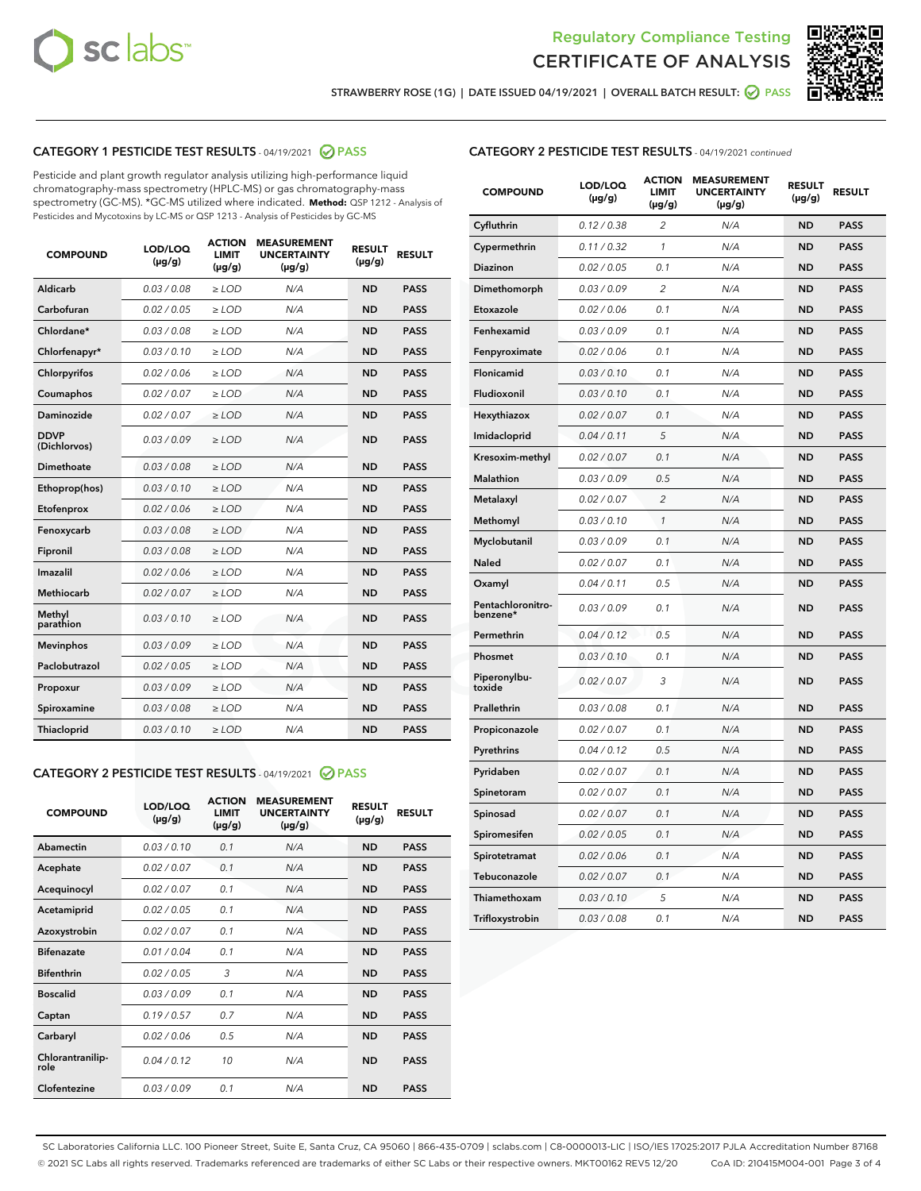Regulatory Compliance Testing
CERTIFICATE OF ANALYSIS

STRAWBERRY ROSE (1G) | DATE ISSUED 04/19/2021 | OVERALL BATCH RESULT: PASS

## CATEGORY 1 PESTICIDE TEST RESULTS - 04/19/2021 PASS

Pesticide and plant growth regulator analysis utilizing high-performance liquid chromatography-mass spectrometry (HPLC-MS) or gas chromatography-mass spectrometry (GC-MS). *GC-MS utilized where indicated. **Method:** QSP 1212 - Analysis of Pesticides and Mycotoxins by LC-MS or QSP 1213 - Analysis of Pesticides by GC-MS

| COMPOUND | LOD/LOQ (µg/g) | ACTION LIMIT (µg/g) | MEASUREMENT UNCERTAINTY (µg/g) | RESULT (µg/g) | RESULT |
|---|---|---|---|---|---|
| Aldicarb | 0.03 / 0.08 | ≥ LOD | N/A | ND | PASS |
| Carbofuran | 0.02 / 0.05 | ≥ LOD | N/A | ND | PASS |
| Chlordane* | 0.03 / 0.08 | ≥ LOD | N/A | ND | PASS |
| Chlorfenapyr* | 0.03 / 0.10 | ≥ LOD | N/A | ND | PASS |
| Chlorpyrifos | 0.02 / 0.06 | ≥ LOD | N/A | ND | PASS |
| Coumaphos | 0.02 / 0.07 | ≥ LOD | N/A | ND | PASS |
| Daminozide | 0.02 / 0.07 | ≥ LOD | N/A | ND | PASS |
| DDVP (Dichlorvos) | 0.03 / 0.09 | ≥ LOD | N/A | ND | PASS |
| Dimethoate | 0.03 / 0.08 | ≥ LOD | N/A | ND | PASS |
| Ethoprop(hos) | 0.03 / 0.10 | ≥ LOD | N/A | ND | PASS |
| Etofenprox | 0.02 / 0.06 | ≥ LOD | N/A | ND | PASS |
| Fenoxycarb | 0.03 / 0.08 | ≥ LOD | N/A | ND | PASS |
| Fipronil | 0.03 / 0.08 | ≥ LOD | N/A | ND | PASS |
| Imazalil | 0.02 / 0.06 | ≥ LOD | N/A | ND | PASS |
| Methiocarb | 0.02 / 0.07 | ≥ LOD | N/A | ND | PASS |
| Methyl parathion | 0.03 / 0.10 | ≥ LOD | N/A | ND | PASS |
| Mevinphos | 0.03 / 0.09 | ≥ LOD | N/A | ND | PASS |
| Paclobutrazol | 0.02 / 0.05 | ≥ LOD | N/A | ND | PASS |
| Propoxur | 0.03 / 0.09 | ≥ LOD | N/A | ND | PASS |
| Spiroxamine | 0.03 / 0.08 | ≥ LOD | N/A | ND | PASS |
| Thiacloprid | 0.03 / 0.10 | ≥ LOD | N/A | ND | PASS |

## CATEGORY 2 PESTICIDE TEST RESULTS - 04/19/2021 PASS

| COMPOUND | LOD/LOQ (µg/g) | ACTION LIMIT (µg/g) | MEASUREMENT UNCERTAINTY (µg/g) | RESULT (µg/g) | RESULT |
|---|---|---|---|---|---|
| Abamectin | 0.03 / 0.10 | 0.1 | N/A | ND | PASS |
| Acephate | 0.02 / 0.07 | 0.1 | N/A | ND | PASS |
| Acequinocyl | 0.02 / 0.07 | 0.1 | N/A | ND | PASS |
| Acetamiprid | 0.02 / 0.05 | 0.1 | N/A | ND | PASS |
| Azoxystrobin | 0.02 / 0.07 | 0.1 | N/A | ND | PASS |
| Bifenazate | 0.01 / 0.04 | 0.1 | N/A | ND | PASS |
| Bifenthrin | 0.02 / 0.05 | 3 | N/A | ND | PASS |
| Boscalid | 0.03 / 0.09 | 0.1 | N/A | ND | PASS |
| Captan | 0.19 / 0.57 | 0.7 | N/A | ND | PASS |
| Carbaryl | 0.02 / 0.06 | 0.5 | N/A | ND | PASS |
| Chlorantraniliprole | 0.04 / 0.12 | 10 | N/A | ND | PASS |
| Clofentezine | 0.03 / 0.09 | 0.1 | N/A | ND | PASS |
| Cyfluthrin | 0.12 / 0.38 | 2 | N/A | ND | PASS |
| Cypermethrin | 0.11 / 0.32 | 1 | N/A | ND | PASS |
| Diazinon | 0.02 / 0.05 | 0.1 | N/A | ND | PASS |
| Dimethomorph | 0.03 / 0.09 | 2 | N/A | ND | PASS |
| Etoxazole | 0.02 / 0.06 | 0.1 | N/A | ND | PASS |
| Fenhexamid | 0.03 / 0.09 | 0.1 | N/A | ND | PASS |
| Fenpyroximate | 0.02 / 0.06 | 0.1 | N/A | ND | PASS |
| Flonicamid | 0.03 / 0.10 | 0.1 | N/A | ND | PASS |
| Fludioxonil | 0.03 / 0.10 | 0.1 | N/A | ND | PASS |
| Hexythiazox | 0.02 / 0.07 | 0.1 | N/A | ND | PASS |
| Imidacloprid | 0.04 / 0.11 | 5 | N/A | ND | PASS |
| Kresoxim-methyl | 0.02 / 0.07 | 0.1 | N/A | ND | PASS |
| Malathion | 0.03 / 0.09 | 0.5 | N/A | ND | PASS |
| Metalaxyl | 0.02 / 0.07 | 2 | N/A | ND | PASS |
| Methomyl | 0.03 / 0.10 | 1 | N/A | ND | PASS |
| Myclobutanil | 0.03 / 0.09 | 0.1 | N/A | ND | PASS |
| Naled | 0.02 / 0.07 | 0.1 | N/A | ND | PASS |
| Oxamyl | 0.04 / 0.11 | 0.5 | N/A | ND | PASS |
| Pentachloronitrobenzene* | 0.03 / 0.09 | 0.1 | N/A | ND | PASS |
| Permethrin | 0.04 / 0.12 | 0.5 | N/A | ND | PASS |
| Phosmet | 0.03 / 0.10 | 0.1 | N/A | ND | PASS |
| Piperonylbutoxide | 0.02 / 0.07 | 3 | N/A | ND | PASS |
| Prallethrin | 0.03 / 0.08 | 0.1 | N/A | ND | PASS |
| Propiconazole | 0.02 / 0.07 | 0.1 | N/A | ND | PASS |
| Pyrethrins | 0.04 / 0.12 | 0.5 | N/A | ND | PASS |
| Pyridaben | 0.02 / 0.07 | 0.1 | N/A | ND | PASS |
| Spinetoram | 0.02 / 0.07 | 0.1 | N/A | ND | PASS |
| Spinosad | 0.02 / 0.07 | 0.1 | N/A | ND | PASS |
| Spiromesifen | 0.02 / 0.05 | 0.1 | N/A | ND | PASS |
| Spirotetramat | 0.02 / 0.06 | 0.1 | N/A | ND | PASS |
| Tebuconazole | 0.02 / 0.07 | 0.1 | N/A | ND | PASS |
| Thiamethoxam | 0.03 / 0.10 | 5 | N/A | ND | PASS |
| Trifloxystrobin | 0.03 / 0.08 | 0.1 | N/A | ND | PASS |

SC Laboratories California LLC. 100 Pioneer Street, Suite E, Santa Cruz, CA 95060 | 866-435-0709 | sclabs.com | C8-0000013-LIC | ISO/IES 17025:2017 PJLA Accreditation Number 87168
© 2021 SC Labs all rights reserved. Trademarks referenced are trademarks of either SC Labs or their respective owners. MKT00162 REV5 12/20 CoA ID: 210415M004-001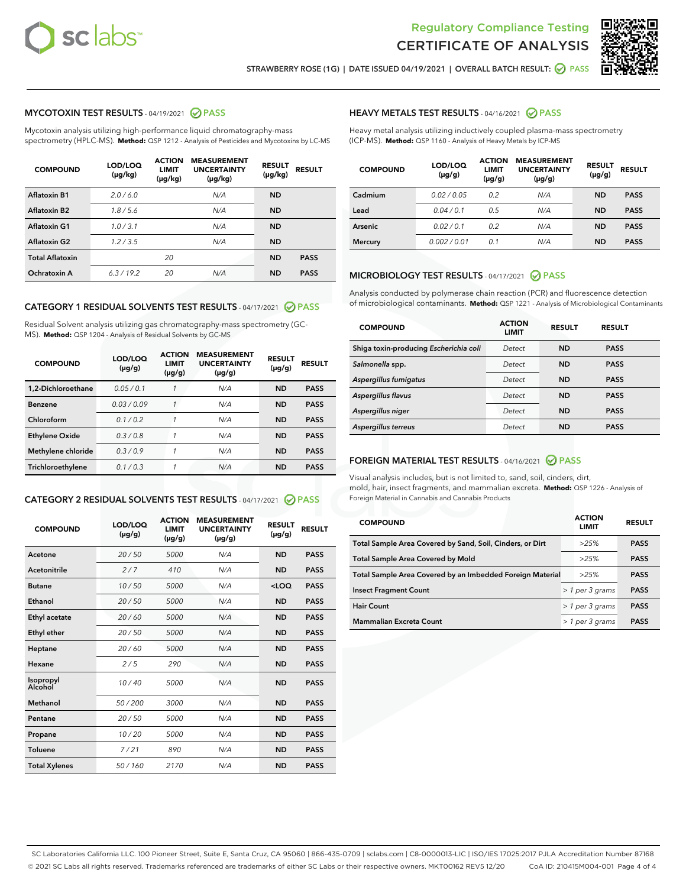Regulatory Compliance Testing

# CERTIFICATE OF ANALYSIS

STRAWBERRY ROSE (1G) | DATE ISSUED 04/19/2021 | OVERALL BATCH RESULT: PASS

## MYCOTOXIN TEST RESULTS - 04/19/2021 PASS

Mycotoxin analysis utilizing high-performance liquid chromatography-mass spectrometry (HPLC-MS). **Method:** QSP 1212 - Analysis of Pesticides and Mycotoxins by LC-MS

| COMPOUND | LOD/LOQ (µg/kg) | ACTION LIMIT (µg/kg) | MEASUREMENT UNCERTAINTY (µg/kg) | RESULT (µg/kg) | RESULT |
|---|---|---|---|---|---|
| Aflatoxin B1 | 2.0 / 6.0 | | N/A | ND | |
| Aflatoxin B2 | 1.8 / 5.6 | | N/A | ND | |
| Aflatoxin G1 | 1.0 / 3.1 | | N/A | ND | |
| Aflatoxin G2 | 1.2 / 3.5 | | N/A | ND | |
| Total Aflatoxin | | 20 | | ND | PASS |
| Ochratoxin A | 6.3 / 19.2 | 20 | N/A | ND | PASS |

## CATEGORY 1 RESIDUAL SOLVENTS TEST RESULTS - 04/17/2021 PASS

Residual Solvent analysis utilizing gas chromatography-mass spectrometry (GC-MS). **Method:** QSP 1204 - Analysis of Residual Solvents by GC-MS

| COMPOUND | LOD/LOQ (µg/g) | ACTION LIMIT (µg/g) | MEASUREMENT UNCERTAINTY (µg/g) | RESULT (µg/g) | RESULT |
|---|---|---|---|---|---|
| 1,2-Dichloroethane | 0.05 / 0.1 | 1 | N/A | ND | PASS |
| Benzene | 0.03 / 0.09 | 1 | N/A | ND | PASS |
| Chloroform | 0.1 / 0.2 | 1 | N/A | ND | PASS |
| Ethylene Oxide | 0.3 / 0.8 | 1 | N/A | ND | PASS |
| Methylene chloride | 0.3 / 0.9 | 1 | N/A | ND | PASS |
| Trichloroethylene | 0.1 / 0.3 | 1 | N/A | ND | PASS |

## CATEGORY 2 RESIDUAL SOLVENTS TEST RESULTS - 04/17/2021 PASS

| COMPOUND | LOD/LOQ (µg/g) | ACTION LIMIT (µg/g) | MEASUREMENT UNCERTAINTY (µg/g) | RESULT (µg/g) | RESULT |
|---|---|---|---|---|---|
| Acetone | 20 / 50 | 5000 | N/A | ND | PASS |
| Acetonitrile | 2 / 7 | 410 | N/A | ND | PASS |
| Butane | 10 / 50 | 5000 | N/A | <LOQ | PASS |
| Ethanol | 20 / 50 | 5000 | N/A | ND | PASS |
| Ethyl acetate | 20 / 60 | 5000 | N/A | ND | PASS |
| Ethyl ether | 20 / 50 | 5000 | N/A | ND | PASS |
| Heptane | 20 / 60 | 5000 | N/A | ND | PASS |
| Hexane | 2 / 5 | 290 | N/A | ND | PASS |
| Isopropyl Alcohol | 10 / 40 | 5000 | N/A | ND | PASS |
| Methanol | 50 / 200 | 3000 | N/A | ND | PASS |
| Pentane | 20 / 50 | 5000 | N/A | ND | PASS |
| Propane | 10 / 20 | 5000 | N/A | ND | PASS |
| Toluene | 7 / 21 | 890 | N/A | ND | PASS |
| Total Xylenes | 50 / 160 | 2170 | N/A | ND | PASS |

## HEAVY METALS TEST RESULTS - 04/16/2021 PASS

Heavy metal analysis utilizing inductively coupled plasma-mass spectrometry (ICP-MS). **Method:** QSP 1160 - Analysis of Heavy Metals by ICP-MS

| COMPOUND | LOD/LOQ (µg/g) | ACTION LIMIT (µg/g) | MEASUREMENT UNCERTAINTY (µg/g) | RESULT (µg/g) | RESULT |
|---|---|---|---|---|---|
| Cadmium | 0.02 / 0.05 | 0.2 | N/A | ND | PASS |
| Lead | 0.04 / 0.1 | 0.5 | N/A | ND | PASS |
| Arsenic | 0.02 / 0.1 | 0.2 | N/A | ND | PASS |
| Mercury | 0.002 / 0.01 | 0.1 | N/A | ND | PASS |

## MICROBIOLOGY TEST RESULTS - 04/17/2021 PASS

Analysis conducted by polymerase chain reaction (PCR) and fluorescence detection of microbiological contaminants. **Method:** QSP 1221 - Analysis of Microbiological Contaminants

| COMPOUND | ACTION LIMIT | RESULT | RESULT |
|---|---|---|---|
| Shiga toxin-producing *Escherichia coli* | Detect | ND | PASS |
| *Salmonella* spp. | Detect | ND | PASS |
| *Aspergillus fumigatus* | Detect | ND | PASS |
| *Aspergillus flavus* | Detect | ND | PASS |
| *Aspergillus niger* | Detect | ND | PASS |
| *Aspergillus terreus* | Detect | ND | PASS |

## FOREIGN MATERIAL TEST RESULTS - 04/16/2021 PASS

Visual analysis includes, but is not limited to, sand, soil, cinders, dirt, mold, hair, insect fragments, and mammalian excreta. **Method:** QSP 1226 - Analysis of Foreign Material in Cannabis and Cannabis Products

| COMPOUND | ACTION LIMIT | RESULT |
|---|---|---|
| Total Sample Area Covered by Sand, Soil, Cinders, or Dirt | >25% | PASS |
| Total Sample Area Covered by Mold | >25% | PASS |
| Total Sample Area Covered by an Imbedded Foreign Material | >25% | PASS |
| Insect Fragment Count | > 1 per 3 grams | PASS |
| Hair Count | > 1 per 3 grams | PASS |
| Mammalian Excreta Count | > 1 per 3 grams | PASS |

SC Laboratories California LLC. 100 Pioneer Street, Suite E, Santa Cruz, CA 95060 | 866-435-0709 | sclabs.com | C8-0000013-LIC | ISO/IES 17025:2017 PJLA Accreditation Number 87168
© 2021 SC Labs all rights reserved. Trademarks referenced are trademarks of either SC Labs or their respective owners. MKT00162 REV5 12/20 CoA ID: 210415M004-001